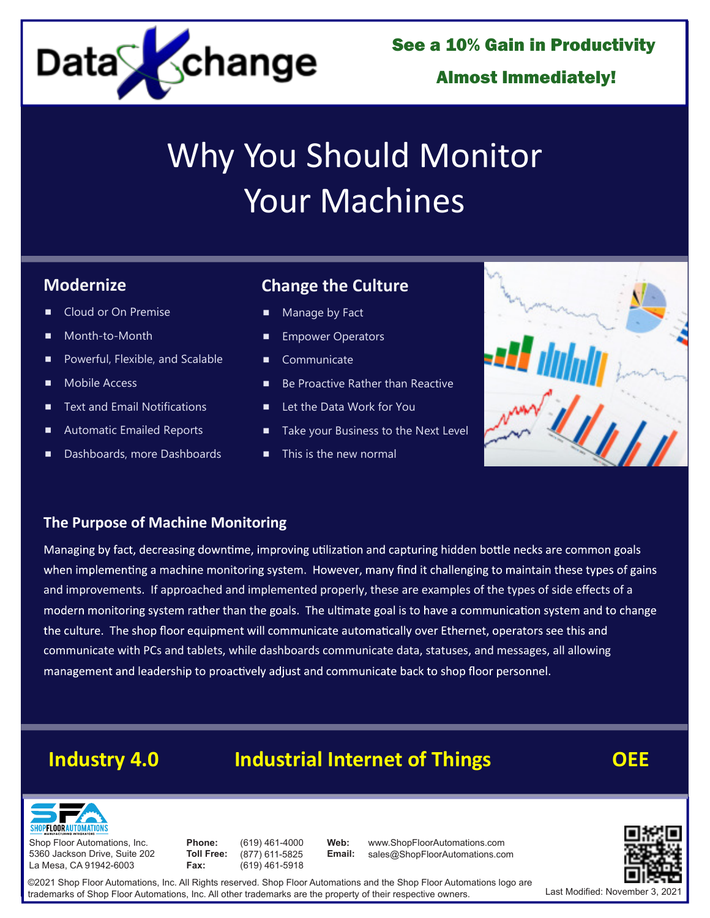DataXchange

**See a 10% Gain in Productivity Almost Immediately!**

# Why You Should Monitor Your Machines

## Modernize

- Cloud or On Premise
- Month-to-Month
- Powerful, Flexible, and Scalable
- Mobile Access
- Text and Email Notifications
- Automatic Emailed Reports
- Dashboards, more Dashboards

## Change the Culture

- Manage by Fact
- Empower Operators
- Communicate
- Be Proactive Rather than Reactive
- Let the Data Work for You
- Take your Business to the Next Level
- This is the new normal

## The Purpose of Machine Monitoring

Managing by fact, decreasing downtime, improving utilization and capturing hidden bottle necks are common goals when implementing a machine monitoring system. However, many find it challenging to maintain these types of gains and improvements. If approached and implemented properly, these are examples of the types of side effects of a modern monitoring system rather than the goals. The ultimate goal is to have a communication system and to change the culture. The shop floor equipment will communicate automatically over Ethernet, operators see this and communicate with PCs and tablets, while dashboards communicate data, statuses, and messages, all allowing management and leadership to proactively adjust and communicate back to shop floor personnel.

**Industry 4.0** **Industrial Internet of Things** **OEE**

Shop Floor Automations, Inc.
5360 Jackson Drive, Suite 202
La Mesa, CA 91942-6003

**Phone:** (619) 461-4000
**Toll Free:** (877) 611-5825
**Fax:** (619) 461-5918

**Web:** www.ShopFloorAutomations.com
**Email:** sales@ShopFloorAutomations.com

©2021 Shop Floor Automations, Inc. All Rights reserved. Shop Floor Automations and the Shop Floor Automations logo are trademarks of Shop Floor Automations, Inc. All other trademarks are the property of their respective owners.

Last Modified: November 3, 2021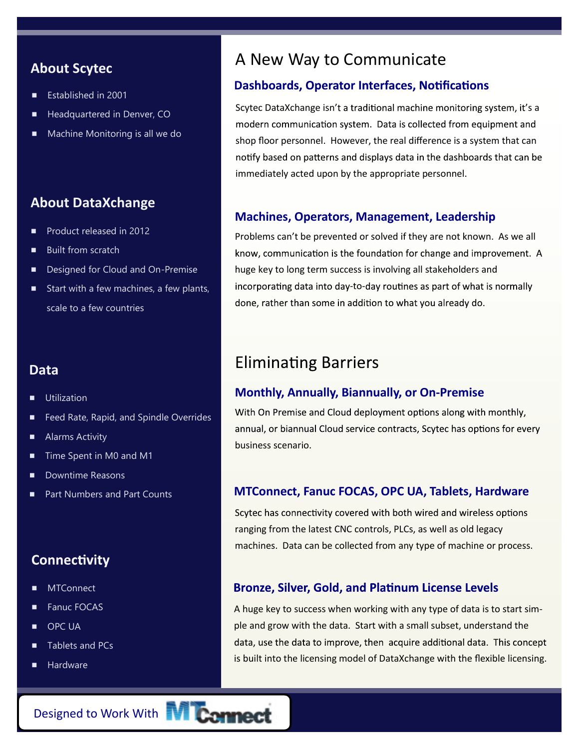## About Scytec

- Established in 2001
- Headquartered in Denver, CO
- Machine Monitoring is all we do

## About DataXchange

- Product released in 2012
- Built from scratch
- Designed for Cloud and On-Premise
- Start with a few machines, a few plants, scale to a few countries

## Data

- Utilization
- Feed Rate, Rapid, and Spindle Overrides
- Alarms Activity
- Time Spent in M0 and M1
- Downtime Reasons
- Part Numbers and Part Counts

## Connectivity

- MTConnect
- Fanuc FOCAS
- OPC UA
- Tablets and PCs
- Hardware

# A New Way to Communicate

### Dashboards, Operator Interfaces, Notifications

Scytec DataXchange isn't a traditional machine monitoring system, it's a modern communication system. Data is collected from equipment and shop floor personnel. However, the real difference is a system that can notify based on patterns and displays data in the dashboards that can be immediately acted upon by the appropriate personnel.

### Machines, Operators, Management, Leadership

Problems can't be prevented or solved if they are not known. As we all know, communication is the foundation for change and improvement. A huge key to long term success is involving all stakeholders and incorporating data into day-to-day routines as part of what is normally done, rather than some in addition to what you already do.

# Eliminating Barriers

### Monthly, Annually, Biannually, or On-Premise

With On Premise and Cloud deployment options along with monthly, annual, or biannual Cloud service contracts, Scytec has options for every business scenario.

### MTConnect, Fanuc FOCAS, OPC UA, Tablets, Hardware

Scytec has connectivity covered with both wired and wireless options ranging from the latest CNC controls, PLCs, as well as old legacy machines. Data can be collected from any type of machine or process.

### Bronze, Silver, Gold, and Platinum License Levels

A huge key to success when working with any type of data is to start simple and grow with the data. Start with a small subset, understand the data, use the data to improve, then acquire additional data. This concept is built into the licensing model of DataXchange with the flexible licensing.

Designed to Work With MTConnect